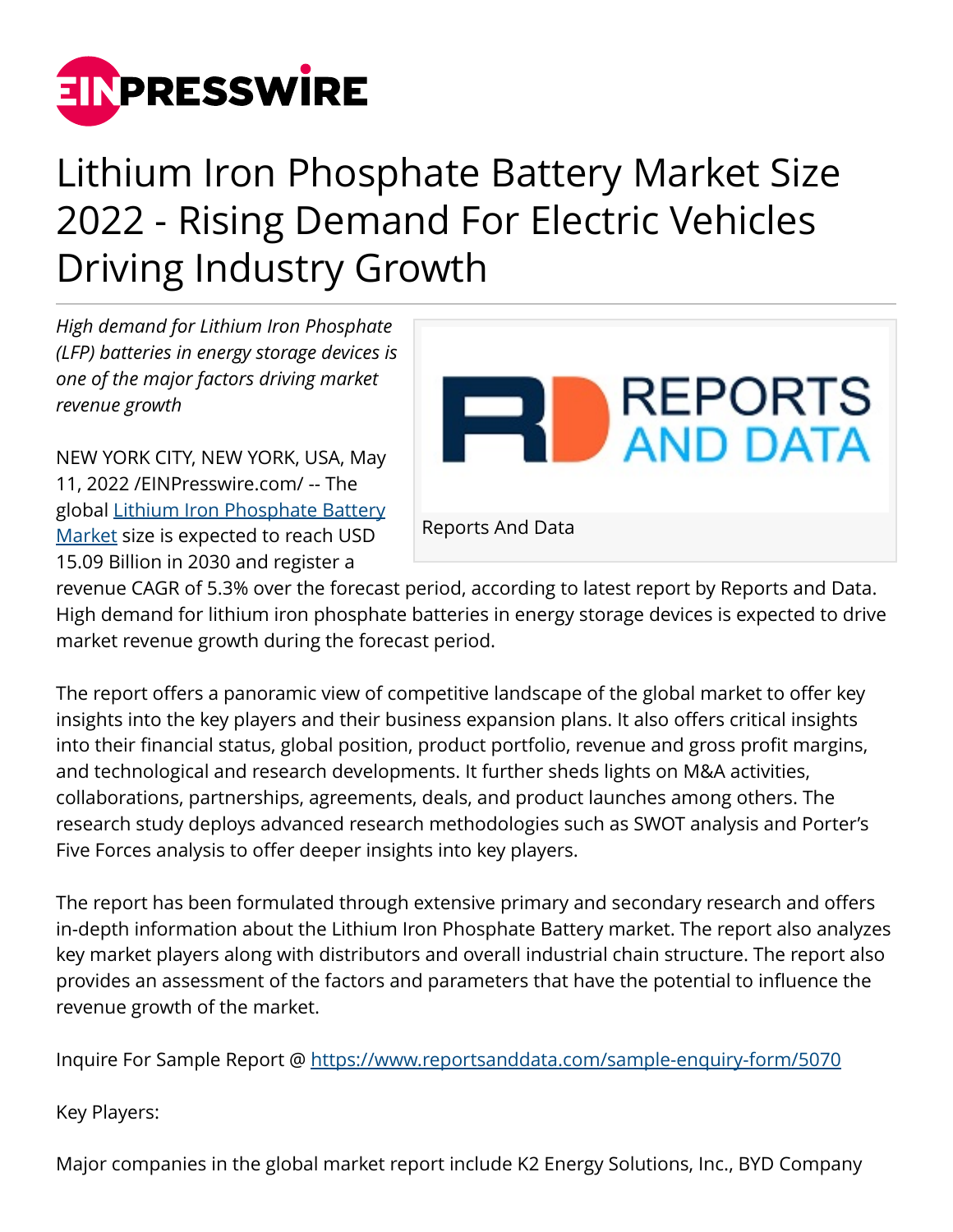# Lithium Iron Phosphate Battery Market Size 2022 - Rising Demand For Electric Vehicles Driving Industry Growth

*High demand for Lithium Iron Phosphate (LFP) batteries in energy storage devices is one of the major factors driving market revenue growth*

Reports And Data

NEW YORK CITY, NEW YORK, USA, May 11, 2022 /EINPresswire.com/ -- The global Lithium Iron Phosphate Battery Market size is expected to reach USD 15.09 Billion in 2030 and register a revenue CAGR of 5.3% over the forecast period, according to latest report by Reports and Data. High demand for lithium iron phosphate batteries in energy storage devices is expected to drive market revenue growth during the forecast period.

The report offers a panoramic view of competitive landscape of the global market to offer key insights into the key players and their business expansion plans. It also offers critical insights into their financial status, global position, product portfolio, revenue and gross profit margins, and technological and research developments. It further sheds lights on M&A activities, collaborations, partnerships, agreements, deals, and product launches among others. The research study deploys advanced research methodologies such as SWOT analysis and Porter's Five Forces analysis to offer deeper insights into key players.

The report has been formulated through extensive primary and secondary research and offers in-depth information about the Lithium Iron Phosphate Battery market. The report also analyzes key market players along with distributors and overall industrial chain structure. The report also provides an assessment of the factors and parameters that have the potential to influence the revenue growth of the market.

Inquire For Sample Report @ https://www.reportsanddata.com/sample-enquiry-form/5070

Key Players:

Major companies in the global market report include K2 Energy Solutions, Inc., BYD Company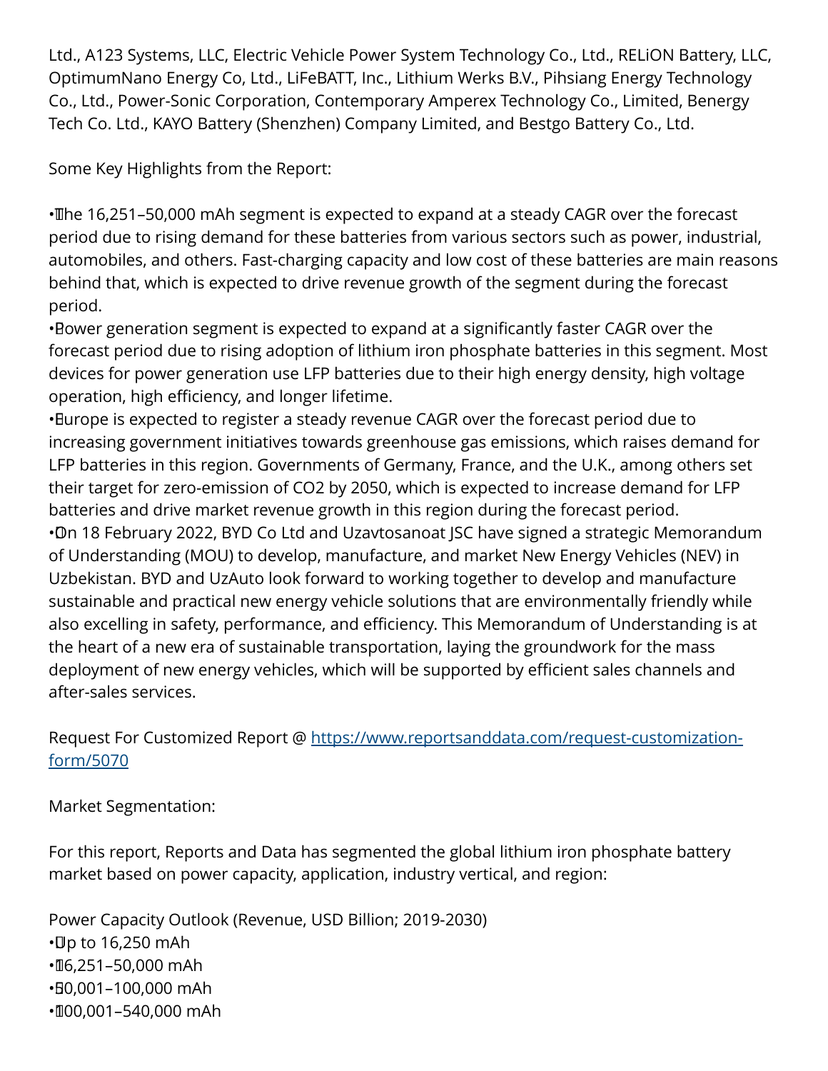Ltd., A123 Systems, LLC, Electric Vehicle Power System Technology Co., Ltd., RELiON Battery, LLC, OptimumNano Energy Co, Ltd., LiFeBATT, Inc., Lithium Werks B.V., Pihsiang Energy Technology Co., Ltd., Power-Sonic Corporation, Contemporary Amperex Technology Co., Limited, Benergy Tech Co. Ltd., KAYO Battery (Shenzhen) Company Limited, and Bestgo Battery Co., Ltd.

Some Key Highlights from the Report:

- The 16,251–50,000 mAh segment is expected to expand at a steady CAGR over the forecast period due to rising demand for these batteries from various sectors such as power, industrial, automobiles, and others. Fast-charging capacity and low cost of these batteries are main reasons behind that, which is expected to drive revenue growth of the segment during the forecast period.
- Power generation segment is expected to expand at a significantly faster CAGR over the forecast period due to rising adoption of lithium iron phosphate batteries in this segment. Most devices for power generation use LFP batteries due to their high energy density, high voltage operation, high efficiency, and longer lifetime.
- Europe is expected to register a steady revenue CAGR over the forecast period due to increasing government initiatives towards greenhouse gas emissions, which raises demand for LFP batteries in this region. Governments of Germany, France, and the U.K., among others set their target for zero-emission of CO2 by 2050, which is expected to increase demand for LFP batteries and drive market revenue growth in this region during the forecast period.
- On 18 February 2022, BYD Co Ltd and Uzavtosanoat JSC have signed a strategic Memorandum of Understanding (MOU) to develop, manufacture, and market New Energy Vehicles (NEV) in Uzbekistan. BYD and UzAuto look forward to working together to develop and manufacture sustainable and practical new energy vehicle solutions that are environmentally friendly while also excelling in safety, performance, and efficiency. This Memorandum of Understanding is at the heart of a new era of sustainable transportation, laying the groundwork for the mass deployment of new energy vehicles, which will be supported by efficient sales channels and after-sales services.

Request For Customized Report @ [https://www.reportsanddata.com/request-customization-form/5070](https://www.reportsanddata.com/request-customization-form/5070)

Market Segmentation:

For this report, Reports and Data has segmented the global lithium iron phosphate battery market based on power capacity, application, industry vertical, and region:

Power Capacity Outlook (Revenue, USD Billion; 2019-2030)
- Up to 16,250 mAh
- 16,251–50,000 mAh
- 50,001–100,000 mAh
- 100,001–540,000 mAh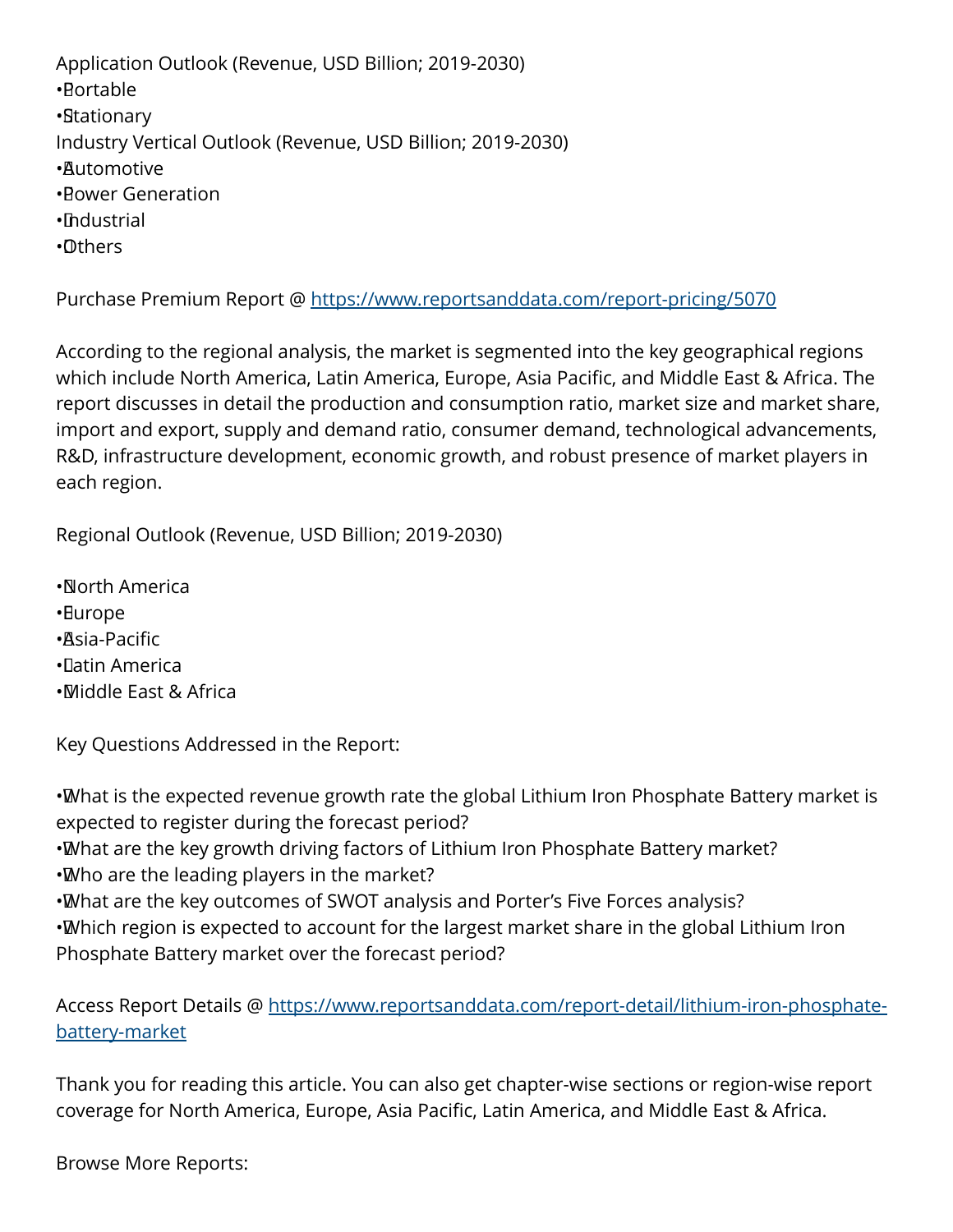Application Outlook (Revenue, USD Billion; 2019-2030)

- Portable
- Stationary

Industry Vertical Outlook (Revenue, USD Billion; 2019-2030)

- Automotive
- Power Generation
- Industrial
- Others

Purchase Premium Report @ https://www.reportsanddata.com/report-pricing/5070

According to the regional analysis, the market is segmented into the key geographical regions which include North America, Latin America, Europe, Asia Pacific, and Middle East & Africa. The report discusses in detail the production and consumption ratio, market size and market share, import and export, supply and demand ratio, consumer demand, technological advancements, R&D, infrastructure development, economic growth, and robust presence of market players in each region.

Regional Outlook (Revenue, USD Billion; 2019-2030)

- North America
- Europe
- Asia-Pacific
- Latin America
- Middle East & Africa

Key Questions Addressed in the Report:

- What is the expected revenue growth rate the global Lithium Iron Phosphate Battery market is expected to register during the forecast period?
- What are the key growth driving factors of Lithium Iron Phosphate Battery market?
- Who are the leading players in the market?
- What are the key outcomes of SWOT analysis and Porter's Five Forces analysis?
- Which region is expected to account for the largest market share in the global Lithium Iron Phosphate Battery market over the forecast period?

Access Report Details @ https://www.reportsanddata.com/report-detail/lithium-iron-phosphate-battery-market

Thank you for reading this article. You can also get chapter-wise sections or region-wise report coverage for North America, Europe, Asia Pacific, Latin America, and Middle East & Africa.

Browse More Reports: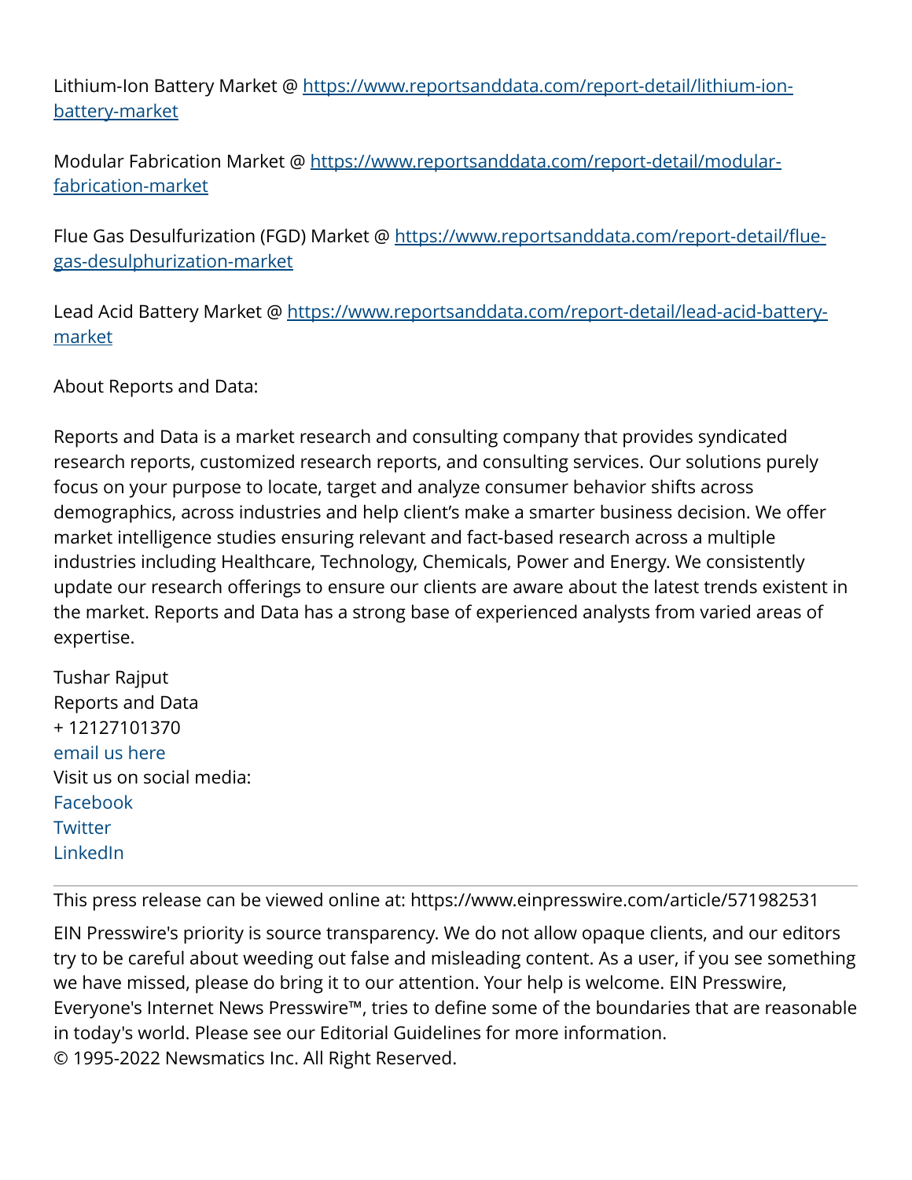Lithium-Ion Battery Market @ https://www.reportsanddata.com/report-detail/lithium-ion-battery-market

Modular Fabrication Market @ https://www.reportsanddata.com/report-detail/modular-fabrication-market

Flue Gas Desulfurization (FGD) Market @ https://www.reportsanddata.com/report-detail/flue-gas-desulphurization-market

Lead Acid Battery Market @ https://www.reportsanddata.com/report-detail/lead-acid-battery-market

About Reports and Data:

Reports and Data is a market research and consulting company that provides syndicated research reports, customized research reports, and consulting services. Our solutions purely focus on your purpose to locate, target and analyze consumer behavior shifts across demographics, across industries and help client's make a smarter business decision. We offer market intelligence studies ensuring relevant and fact-based research across a multiple industries including Healthcare, Technology, Chemicals, Power and Energy. We consistently update our research offerings to ensure our clients are aware about the latest trends existent in the market. Reports and Data has a strong base of experienced analysts from varied areas of expertise.

Tushar Rajput
Reports and Data
+ 12127101370
email us here
Visit us on social media:
Facebook
Twitter
LinkedIn

---

This press release can be viewed online at: https://www.einpresswire.com/article/571982531

EIN Presswire's priority is source transparency. We do not allow opaque clients, and our editors try to be careful about weeding out false and misleading content. As a user, if you see something we have missed, please do bring it to our attention. Your help is welcome. EIN Presswire, Everyone's Internet News Presswire™, tries to define some of the boundaries that are reasonable in today's world. Please see our Editorial Guidelines for more information.
© 1995-2022 Newsmatics Inc. All Right Reserved.